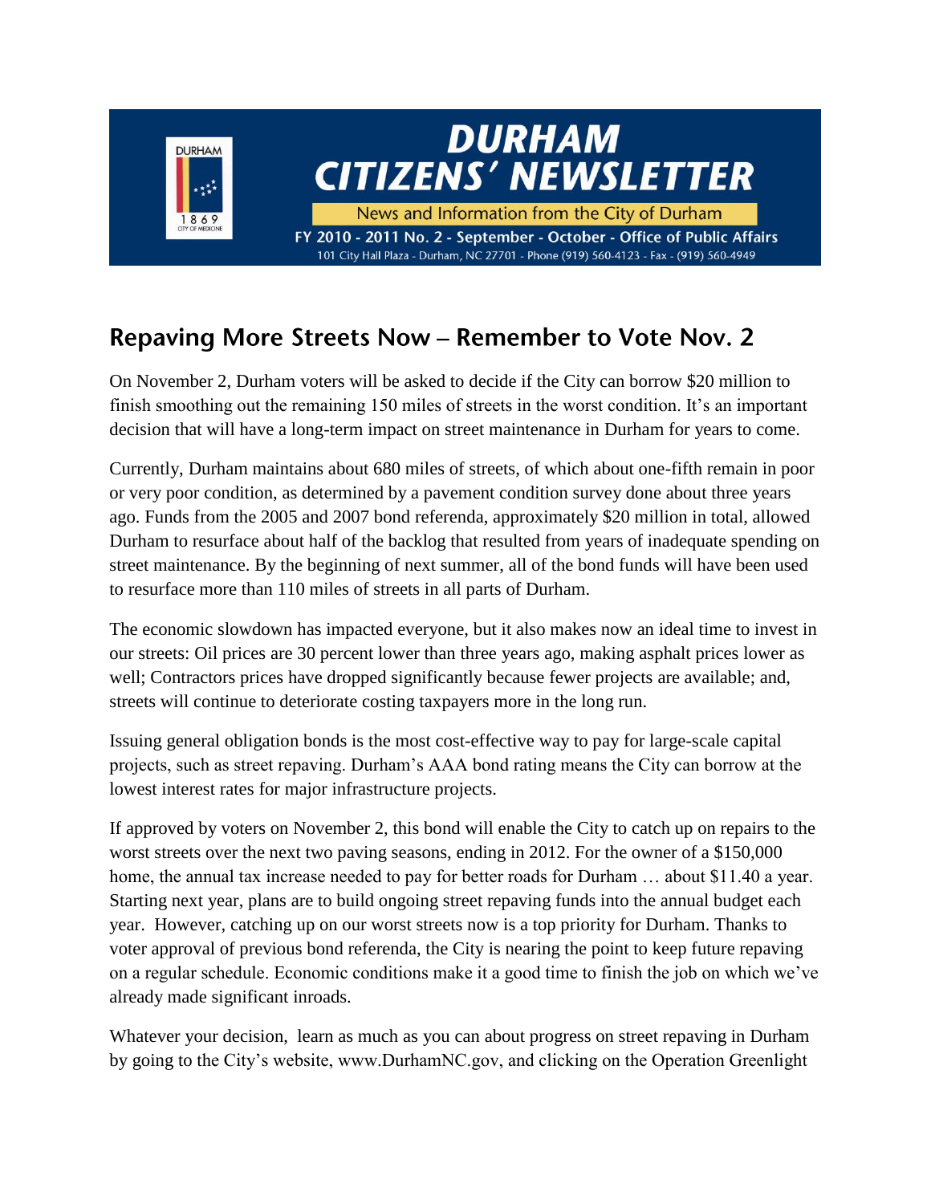# DURHAM CITIZENS' NEWSLETTER

News and Information from the City of Durham

FY 2010 - 2011 No. 2 - September - October - Office of Public Affairs

101 City Hall Plaza - Durham, NC 27701 - Phone (919) 560-4123 - Fax - (919) 560-4949

## Repaving More Streets Now – Remember to Vote Nov. 2

On November 2, Durham voters will be asked to decide if the City can borrow $20 million to finish smoothing out the remaining 150 miles of streets in the worst condition. It's an important decision that will have a long-term impact on street maintenance in Durham for years to come.

Currently, Durham maintains about 680 miles of streets, of which about one-fifth remain in poor or very poor condition, as determined by a pavement condition survey done about three years ago. Funds from the 2005 and 2007 bond referenda, approximately $20 million in total, allowed Durham to resurface about half of the backlog that resulted from years of inadequate spending on street maintenance. By the beginning of next summer, all of the bond funds will have been used to resurface more than 110 miles of streets in all parts of Durham.

The economic slowdown has impacted everyone, but it also makes now an ideal time to invest in our streets: Oil prices are 30 percent lower than three years ago, making asphalt prices lower as well; Contractors prices have dropped significantly because fewer projects are available; and, streets will continue to deteriorate costing taxpayers more in the long run.

Issuing general obligation bonds is the most cost-effective way to pay for large-scale capital projects, such as street repaving. Durham's AAA bond rating means the City can borrow at the lowest interest rates for major infrastructure projects.

If approved by voters on November 2, this bond will enable the City to catch up on repairs to the worst streets over the next two paving seasons, ending in 2012. For the owner of a $150,000 home, the annual tax increase needed to pay for better roads for Durham … about $11.40 a year. Starting next year, plans are to build ongoing street repaving funds into the annual budget each year. However, catching up on our worst streets now is a top priority for Durham. Thanks to voter approval of previous bond referenda, the City is nearing the point to keep future repaving on a regular schedule. Economic conditions make it a good time to finish the job on which we've already made significant inroads.

Whatever your decision, learn as much as you can about progress on street repaving in Durham by going to the City's website, www.DurhamNC.gov, and clicking on the Operation Greenlight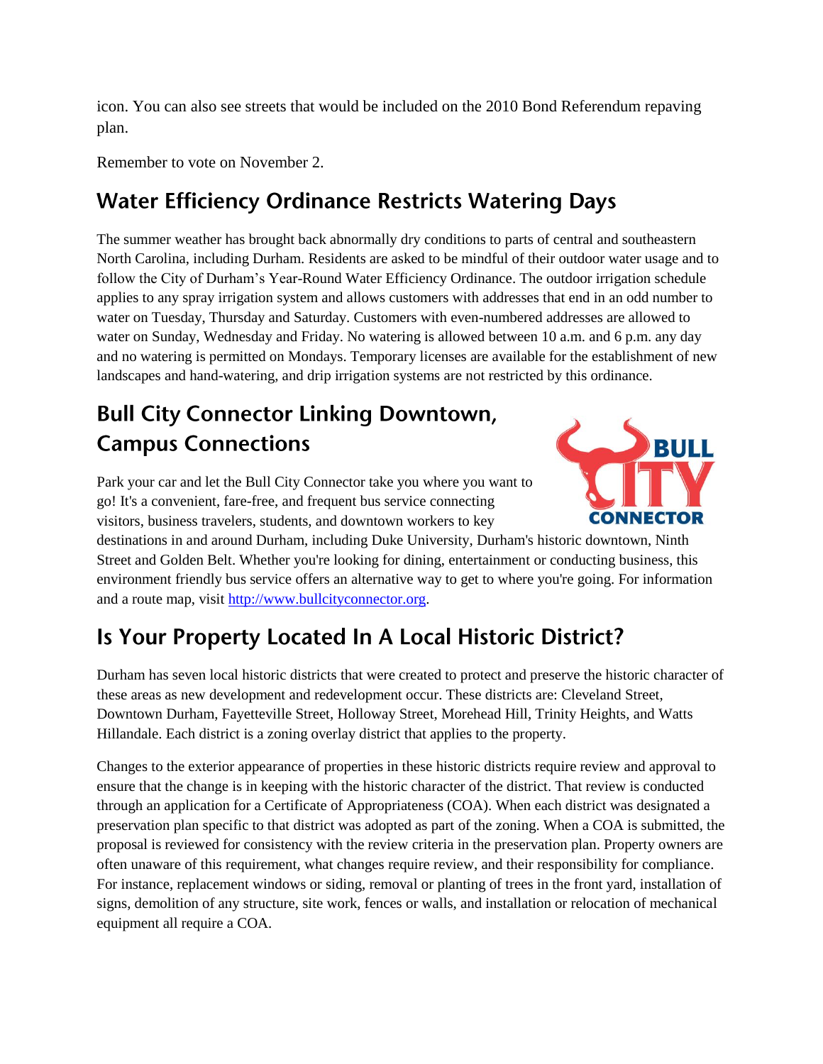icon. You can also see streets that would be included on the 2010 Bond Referendum repaving plan.

Remember to vote on November 2.

## Water Efficiency Ordinance Restricts Watering Days

The summer weather has brought back abnormally dry conditions to parts of central and southeastern North Carolina, including Durham. Residents are asked to be mindful of their outdoor water usage and to follow the City of Durham's Year-Round Water Efficiency Ordinance. The outdoor irrigation schedule applies to any spray irrigation system and allows customers with addresses that end in an odd number to water on Tuesday, Thursday and Saturday. Customers with even-numbered addresses are allowed to water on Sunday, Wednesday and Friday. No watering is allowed between 10 a.m. and 6 p.m. any day and no watering is permitted on Mondays. Temporary licenses are available for the establishment of new landscapes and hand-watering, and drip irrigation systems are not restricted by this ordinance.

## Bull City Connector Linking Downtown, Campus Connections

Park your car and let the Bull City Connector take you where you want to go! It's a convenient, fare-free, and frequent bus service connecting visitors, business travelers, students, and downtown workers to key destinations in and around Durham, including Duke University, Durham's historic downtown, Ninth Street and Golden Belt. Whether you're looking for dining, entertainment or conducting business, this environment friendly bus service offers an alternative way to get to where you're going. For information and a route map, visit http://www.bullcityconnector.org.

## Is Your Property Located In A Local Historic District?

Durham has seven local historic districts that were created to protect and preserve the historic character of these areas as new development and redevelopment occur. These districts are: Cleveland Street, Downtown Durham, Fayetteville Street, Holloway Street, Morehead Hill, Trinity Heights, and Watts Hillandale. Each district is a zoning overlay district that applies to the property.

Changes to the exterior appearance of properties in these historic districts require review and approval to ensure that the change is in keeping with the historic character of the district. That review is conducted through an application for a Certificate of Appropriateness (COA). When each district was designated a preservation plan specific to that district was adopted as part of the zoning. When a COA is submitted, the proposal is reviewed for consistency with the review criteria in the preservation plan. Property owners are often unaware of this requirement, what changes require review, and their responsibility for compliance. For instance, replacement windows or siding, removal or planting of trees in the front yard, installation of signs, demolition of any structure, site work, fences or walls, and installation or relocation of mechanical equipment all require a COA.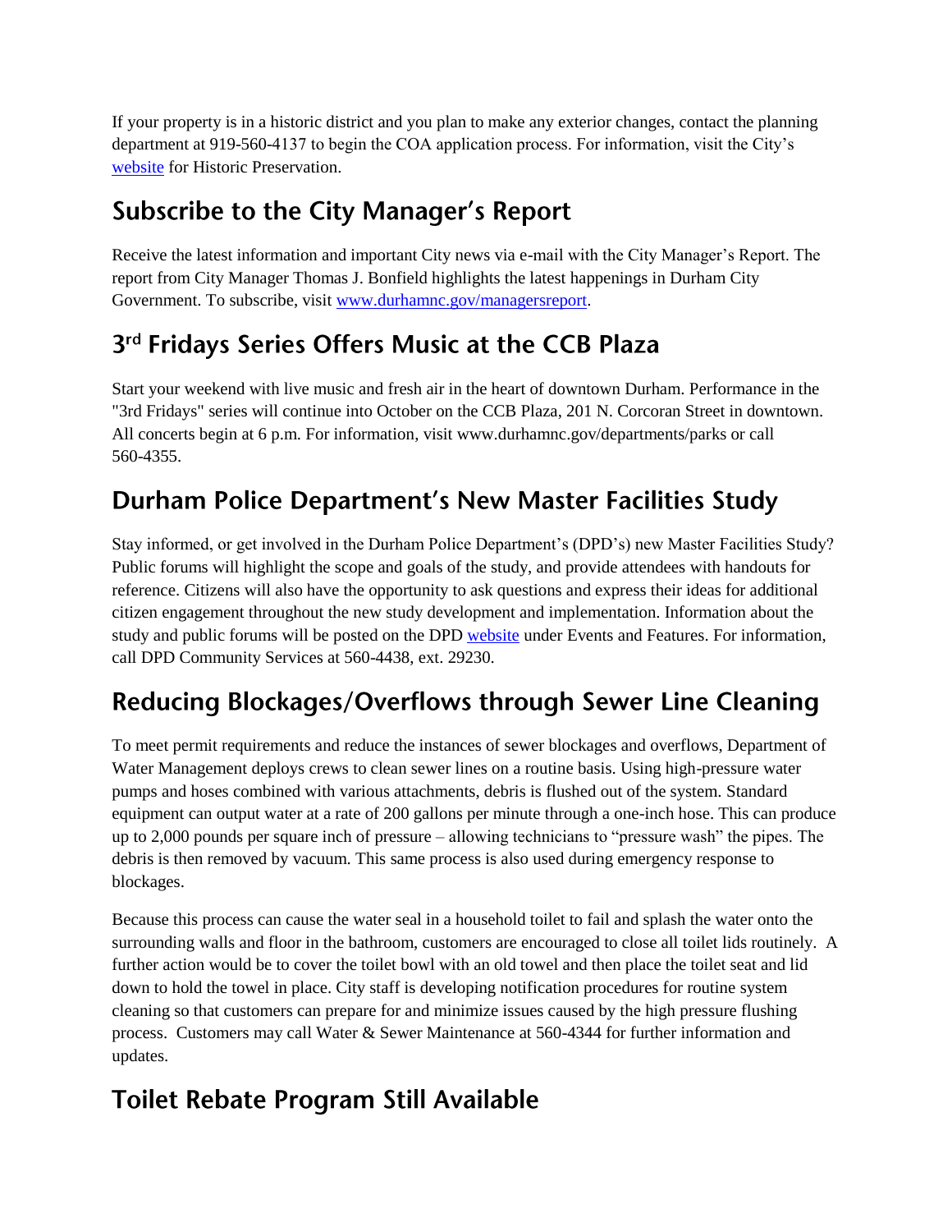If your property is in a historic district and you plan to make any exterior changes, contact the planning department at 919-560-4137 to begin the COA application process. For information, visit the City's [website](#) for Historic Preservation.

## Subscribe to the City Manager's Report

Receive the latest information and important City news via e-mail with the City Manager's Report. The report from City Manager Thomas J. Bonfield highlights the latest happenings in Durham City Government. To subscribe, visit [www.durhamnc.gov/managersreport](http://www.durhamnc.gov/managersreport).

## 3rd Fridays Series Offers Music at the CCB Plaza

Start your weekend with live music and fresh air in the heart of downtown Durham. Performance in the "3rd Fridays" series will continue into October on the CCB Plaza, 201 N. Corcoran Street in downtown. All concerts begin at 6 p.m. For information, visit www.durhamnc.gov/departments/parks or call 560-4355.

## Durham Police Department's New Master Facilities Study

Stay informed, or get involved in the Durham Police Department's (DPD's) new Master Facilities Study? Public forums will highlight the scope and goals of the study, and provide attendees with handouts for reference. Citizens will also have the opportunity to ask questions and express their ideas for additional citizen engagement throughout the new study development and implementation. Information about the study and public forums will be posted on the DPD [website](#) under Events and Features. For information, call DPD Community Services at 560-4438, ext. 29230.

## Reducing Blockages/Overflows through Sewer Line Cleaning

To meet permit requirements and reduce the instances of sewer blockages and overflows, Department of Water Management deploys crews to clean sewer lines on a routine basis. Using high-pressure water pumps and hoses combined with various attachments, debris is flushed out of the system. Standard equipment can output water at a rate of 200 gallons per minute through a one-inch hose. This can produce up to 2,000 pounds per square inch of pressure – allowing technicians to "pressure wash" the pipes. The debris is then removed by vacuum. This same process is also used during emergency response to blockages.

Because this process can cause the water seal in a household toilet to fail and splash the water onto the surrounding walls and floor in the bathroom, customers are encouraged to close all toilet lids routinely. A further action would be to cover the toilet bowl with an old towel and then place the toilet seat and lid down to hold the towel in place. City staff is developing notification procedures for routine system cleaning so that customers can prepare for and minimize issues caused by the high pressure flushing process. Customers may call Water & Sewer Maintenance at 560-4344 for further information and updates.

## Toilet Rebate Program Still Available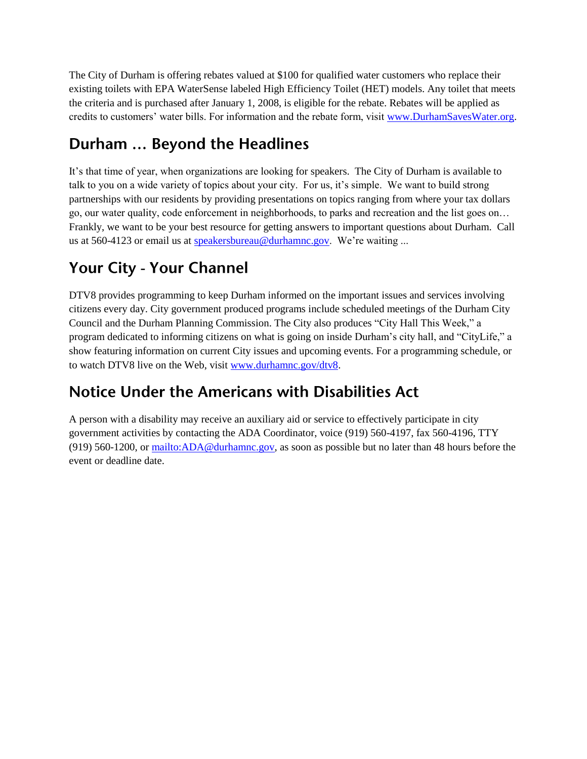The City of Durham is offering rebates valued at $100 for qualified water customers who replace their existing toilets with EPA WaterSense labeled High Efficiency Toilet (HET) models. Any toilet that meets the criteria and is purchased after January 1, 2008, is eligible for the rebate. Rebates will be applied as credits to customers' water bills. For information and the rebate form, visit www.DurhamSavesWater.org.

## Durham … Beyond the Headlines

It's that time of year, when organizations are looking for speakers. The City of Durham is available to talk to you on a wide variety of topics about your city. For us, it's simple. We want to build strong partnerships with our residents by providing presentations on topics ranging from where your tax dollars go, our water quality, code enforcement in neighborhoods, to parks and recreation and the list goes on… Frankly, we want to be your best resource for getting answers to important questions about Durham. Call us at 560-4123 or email us at speakersbureau@durhamnc.gov. We're waiting ...

## Your City - Your Channel

DTV8 provides programming to keep Durham informed on the important issues and services involving citizens every day. City government produced programs include scheduled meetings of the Durham City Council and the Durham Planning Commission. The City also produces "City Hall This Week," a program dedicated to informing citizens on what is going on inside Durham's city hall, and "CityLife," a show featuring information on current City issues and upcoming events. For a programming schedule, or to watch DTV8 live on the Web, visit www.durhamnc.gov/dtv8.

## Notice Under the Americans with Disabilities Act

A person with a disability may receive an auxiliary aid or service to effectively participate in city government activities by contacting the ADA Coordinator, voice (919) 560-4197, fax 560-4196, TTY (919) 560-1200, or mailto:ADA@durhamnc.gov, as soon as possible but no later than 48 hours before the event or deadline date.